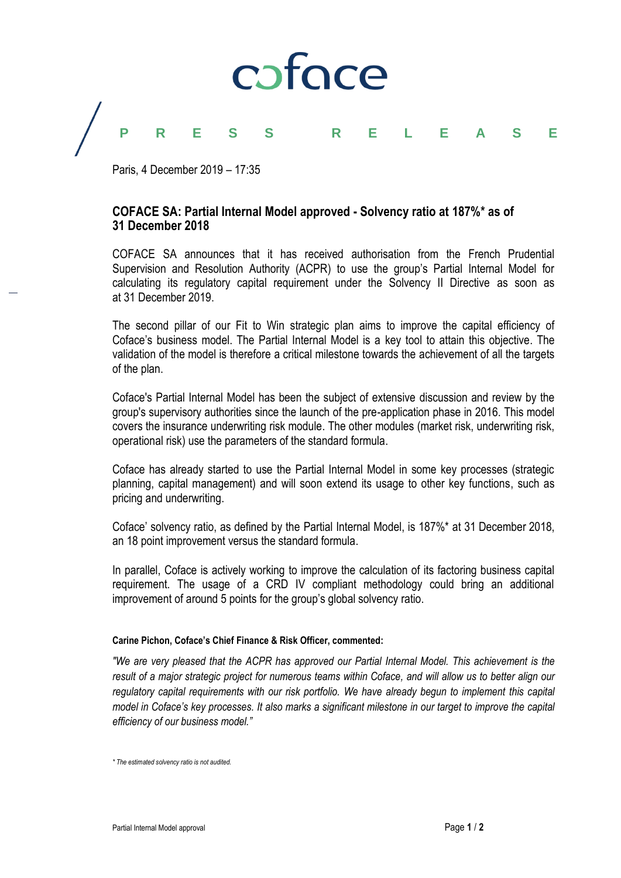coface

PRESS RELEASE

Paris, 4 December 2019 – 17:35

# COFACE SA: Partial Internal Model approved - Solvency ratio at 187%* as of 31 December 2018

COFACE SA announces that it has received authorisation from the French Prudential Supervision and Resolution Authority (ACPR) to use the group's Partial Internal Model for calculating its regulatory capital requirement under the Solvency II Directive as soon as at 31 December 2019.

The second pillar of our Fit to Win strategic plan aims to improve the capital efficiency of Coface's business model. The Partial Internal Model is a key tool to attain this objective. The validation of the model is therefore a critical milestone towards the achievement of all the targets of the plan.

Coface's Partial Internal Model has been the subject of extensive discussion and review by the group's supervisory authorities since the launch of the pre-application phase in 2016. This model covers the insurance underwriting risk module. The other modules (market risk, underwriting risk, operational risk) use the parameters of the standard formula.

Coface has already started to use the Partial Internal Model in some key processes (strategic planning, capital management) and will soon extend its usage to other key functions, such as pricing and underwriting.

Coface' solvency ratio, as defined by the Partial Internal Model, is 187%* at 31 December 2018, an 18 point improvement versus the standard formula.

In parallel, Coface is actively working to improve the calculation of its factoring business capital requirement. The usage of a CRD IV compliant methodology could bring an additional improvement of around 5 points for the group's global solvency ratio.

**Carine Pichon, Coface's Chief Finance & Risk Officer, commented:**

*"We are very pleased that the ACPR has approved our Partial Internal Model. This achievement is the result of a major strategic project for numerous teams within Coface, and will allow us to better align our regulatory capital requirements with our risk portfolio. We have already begun to implement this capital model in Coface's key processes. It also marks a significant milestone in our target to improve the capital efficiency of our business model."*

*\* The estimated solvency ratio is not audited.*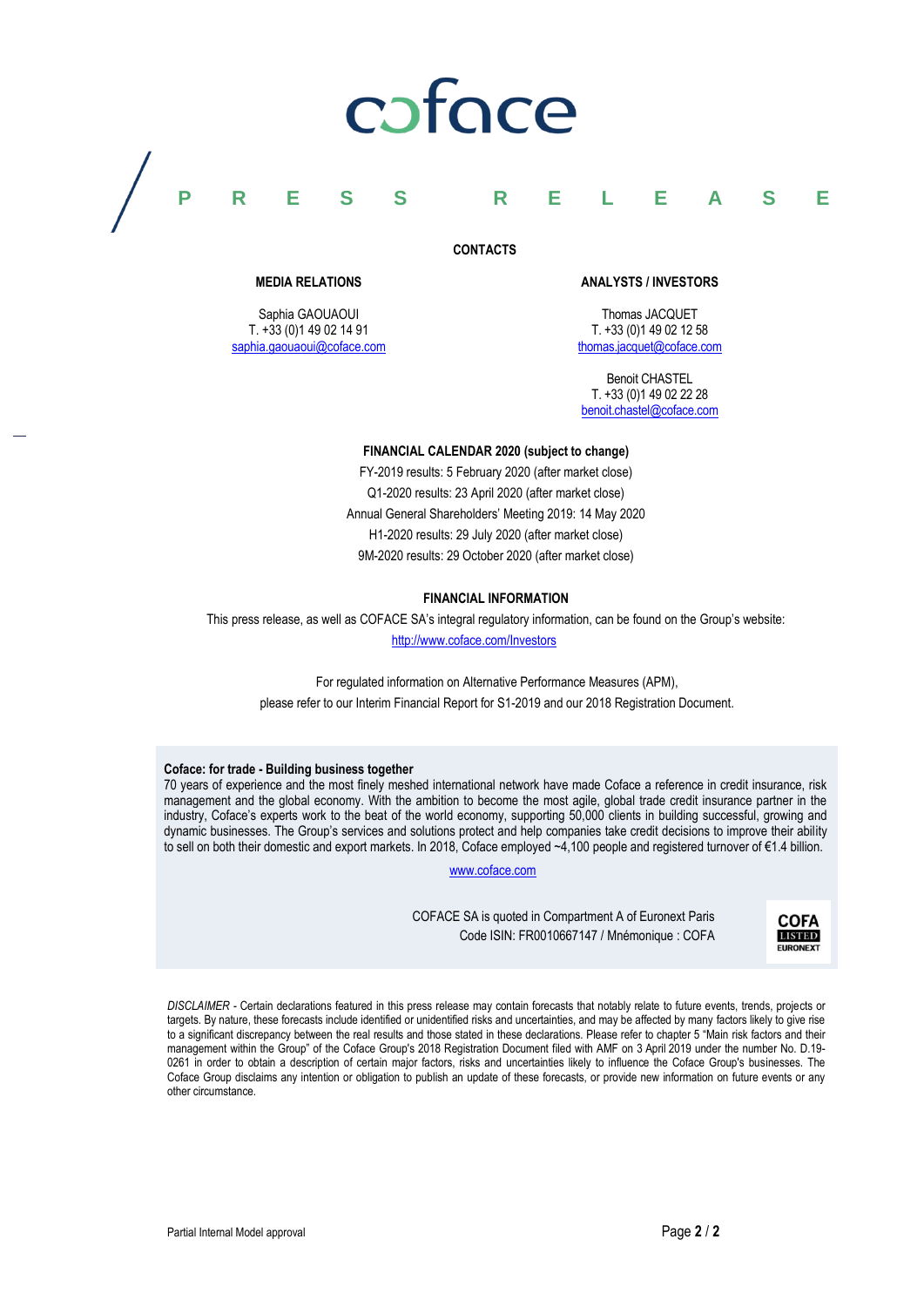coface

PRESS RELEASE

**CONTACTS**

**MEDIA RELATIONS**

Saphia GAOUAOUI
T. +33 (0)1 49 02 14 91
saphia.gaouaoui@coface.com

**ANALYSTS / INVESTORS**

Thomas JACQUET
T. +33 (0)1 49 02 12 58
thomas.jacquet@coface.com

Benoit CHASTEL
T. +33 (0)1 49 02 22 28
benoit.chastel@coface.com

**FINANCIAL CALENDAR 2020 (subject to change)**

FY-2019 results: 5 February 2020 (after market close)
Q1-2020 results: 23 April 2020 (after market close)
Annual General Shareholders' Meeting 2019: 14 May 2020
H1-2020 results: 29 July 2020 (after market close)
9M-2020 results: 29 October 2020 (after market close)

**FINANCIAL INFORMATION**

This press release, as well as COFACE SA's integral regulatory information, can be found on the Group's website:
http://www.coface.com/Investors

For regulated information on Alternative Performance Measures (APM),
please refer to our Interim Financial Report for S1-2019 and our 2018 Registration Document.

**Coface: for trade - Building business together**
70 years of experience and the most finely meshed international network have made Coface a reference in credit insurance, risk management and the global economy. With the ambition to become the most agile, global trade credit insurance partner in the industry, Coface's experts work to the beat of the world economy, supporting 50,000 clients in building successful, growing and dynamic businesses. The Group's services and solutions protect and help companies take credit decisions to improve their ability to sell on both their domestic and export markets. In 2018, Coface employed ~4,100 people and registered turnover of €1.4 billion.

www.coface.com

COFACE SA is quoted in Compartment A of Euronext Paris
Code ISIN: FR0010667147 / Mnémonique : COFA

COFA LISTED EURONEXT

*DISCLAIMER* - Certain declarations featured in this press release may contain forecasts that notably relate to future events, trends, projects or targets. By nature, these forecasts include identified or unidentified risks and uncertainties, and may be affected by many factors likely to give rise to a significant discrepancy between the real results and those stated in these declarations. Please refer to chapter 5 "Main risk factors and their management within the Group" of the Coface Group's 2018 Registration Document filed with AMF on 3 April 2019 under the number No. D.19-0261 in order to obtain a description of certain major factors, risks and uncertainties likely to influence the Coface Group's businesses. The Coface Group disclaims any intention or obligation to publish an update of these forecasts, or provide new information on future events or any other circumstance.

Partial Internal Model approval